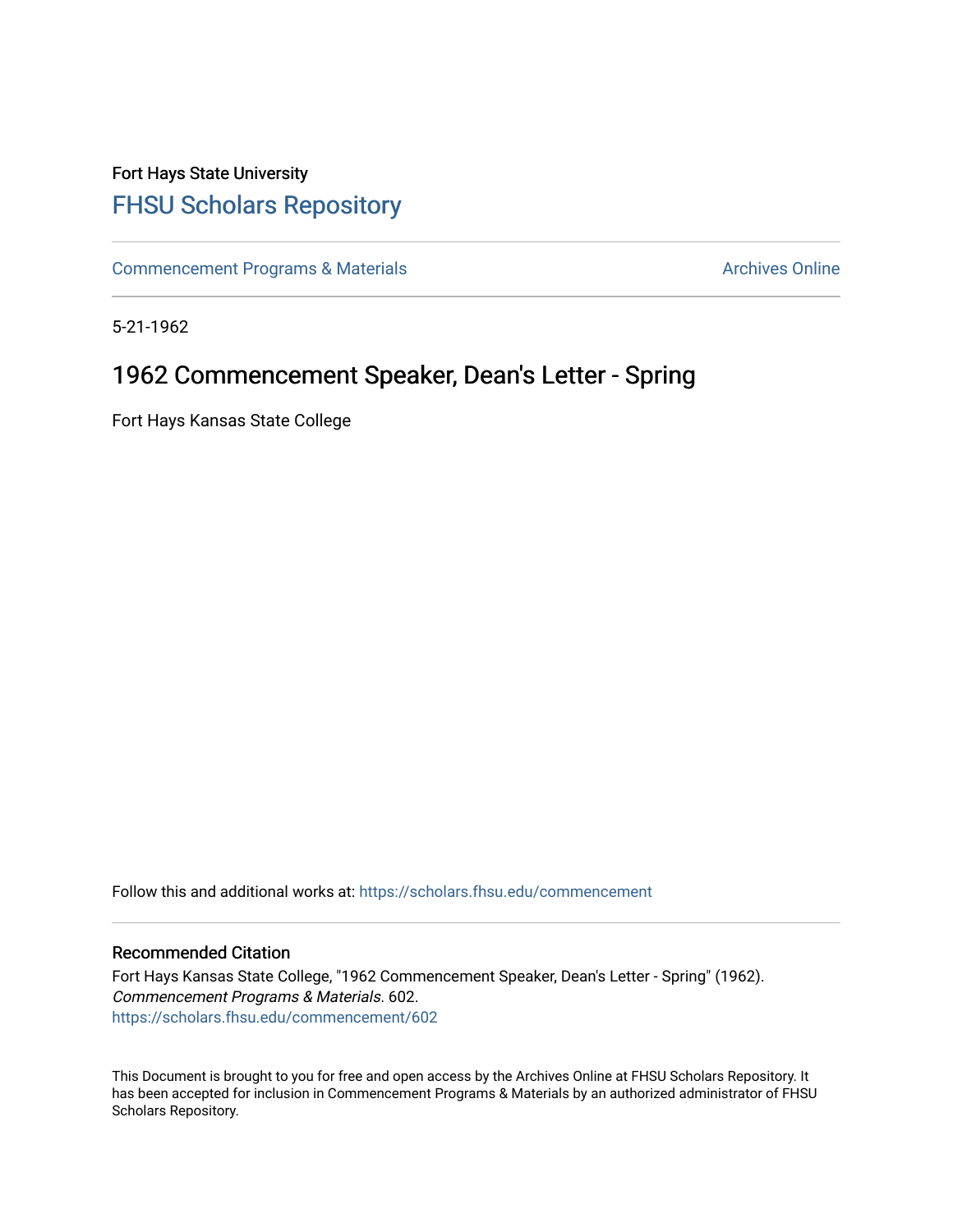Fort Hays State University

# FHSU Scholars Repository

Commencement Programs & Materials

Archives Online

5-21-1962

## 1962 Commencement Speaker, Dean's Letter - Spring

Fort Hays Kansas State College

Follow this and additional works at: https://scholars.fhsu.edu/commencement

### Recommended Citation

Fort Hays Kansas State College, "1962 Commencement Speaker, Dean's Letter - Spring" (1962). *Commencement Programs & Materials*. 602.
https://scholars.fhsu.edu/commencement/602

This Document is brought to you for free and open access by the Archives Online at FHSU Scholars Repository. It has been accepted for inclusion in Commencement Programs & Materials by an authorized administrator of FHSU Scholars Repository.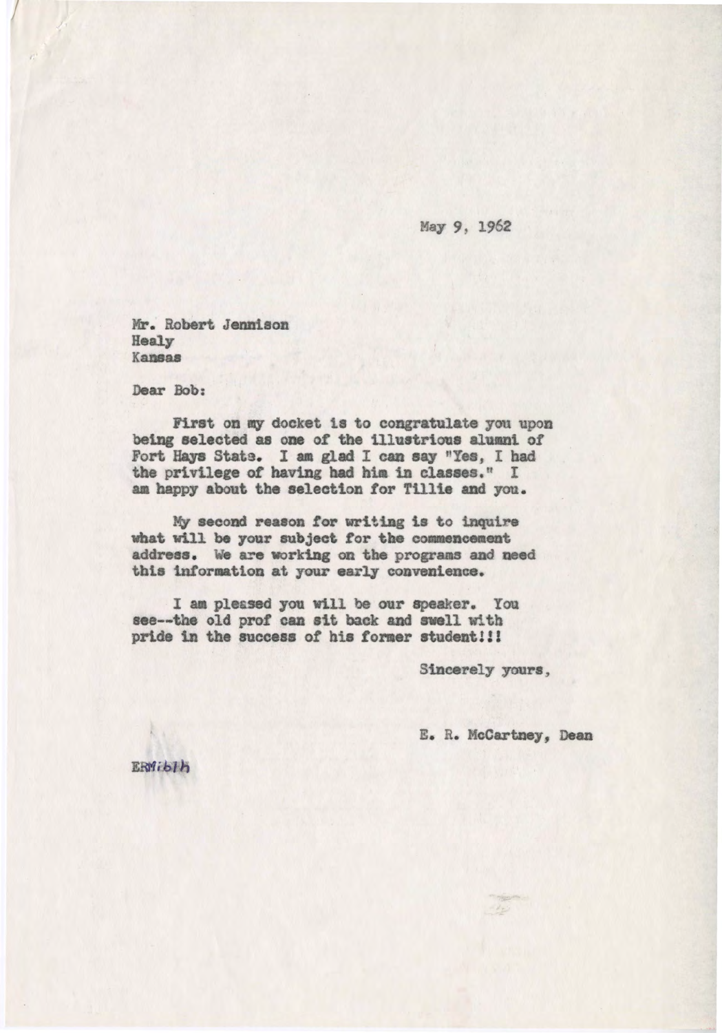May 9, 1962

Mr. Robert Jennison
Healy
Kansas

Dear Bob:

First on my docket is to congratulate you upon being selected as one of the illustrious alumni of Fort Hays State. I am glad I can say "Yes, I had the privilege of having had him in classes." I am happy about the selection for Tillie and you.

My second reason for writing is to inquire what will be your subject for the commencement address. We are working on the programs and need this information at your early convenience.

I am pleased you will be our speaker. You see--the old prof can sit back and swell with pride in the success of his former student!!!

Sincerely yours,

E. R. McCartney, Dean

ERM:blh